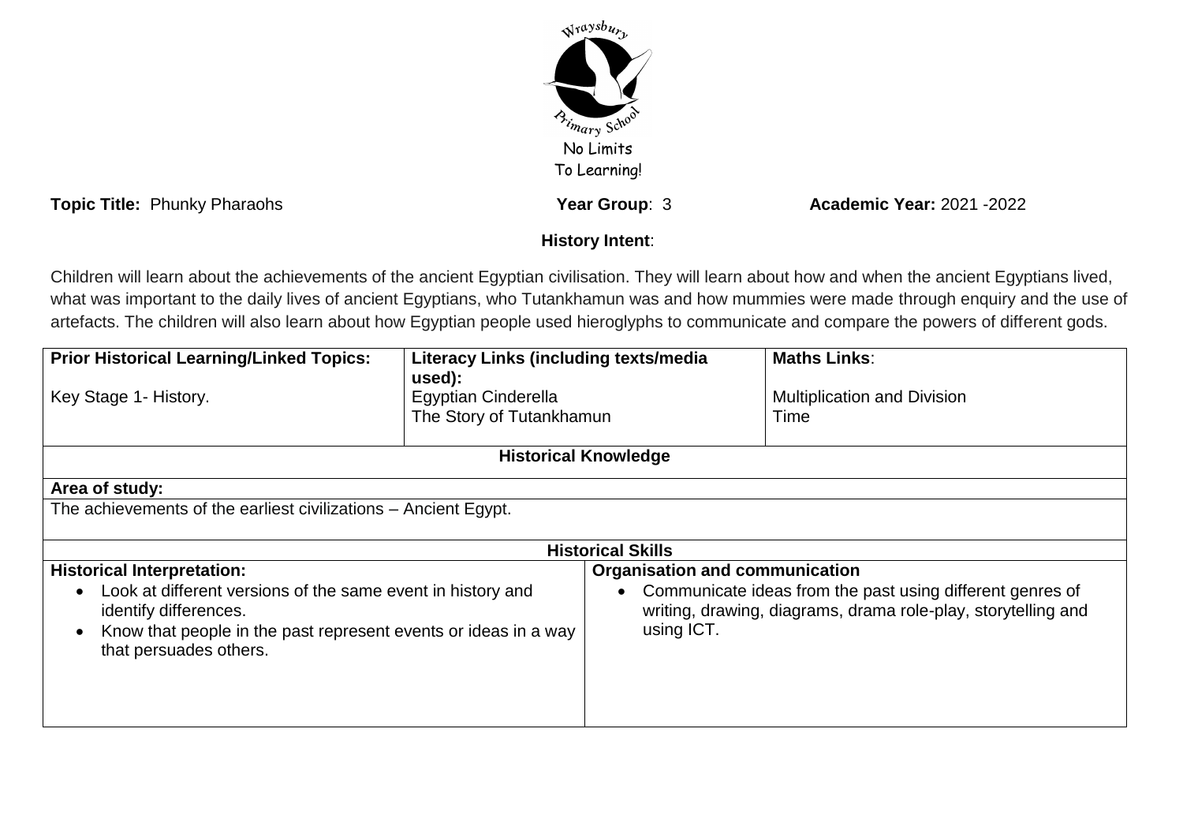No Limits
To Learning!

**Topic Title:** Phunky Pharaohs **Year Group**: 3 **Academic Year:** 2021 -2022

**History Intent**:

Children will learn about the achievements of the ancient Egyptian civilisation. They will learn about how and when the ancient Egyptians lived, what was important to the daily lives of ancient Egyptians, who Tutankhamun was and how mummies were made through enquiry and the use of artefacts. The children will also learn about how Egyptian people used hieroglyphs to communicate and compare the powers of different gods.

| **Prior Historical Learning/Linked Topics:** | **Literacy Links (including texts/media used):** | **Maths Links**: |
|---|---|---|
| Key Stage 1- History. | Egyptian Cinderella<br>The Story of Tutankhamun | Multiplication and Division<br>Time |

**Historical Knowledge**

| **Area of study:** |
|---|
| The achievements of the earliest civilizations – Ancient Egypt. |

**Historical Skills**

| **Historical Interpretation:** | **Organisation and communication** |
|---|---|
| • Look at different versions of the same event in history and identify differences.<br>• Know that people in the past represent events or ideas in a way that persuades others. | • Communicate ideas from the past using different genres of writing, drawing, diagrams, drama role-play, storytelling and using ICT. |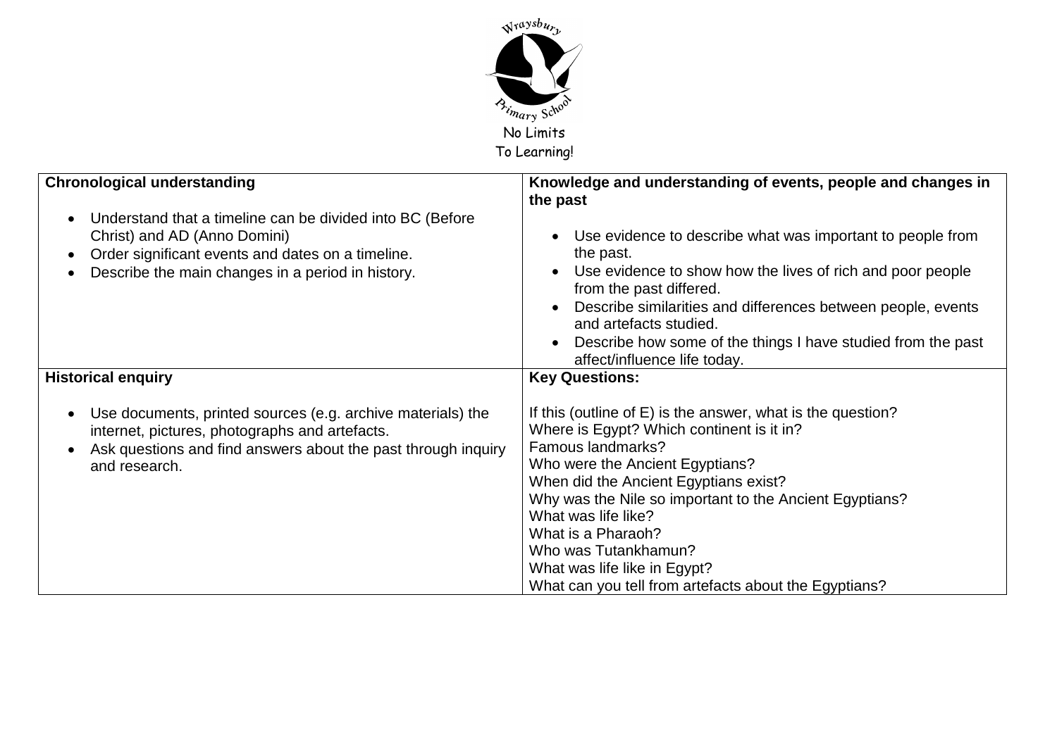Wraysbury Primary School

No Limits
To Learning!

| **Chronological understanding** | **Knowledge and understanding of events, people and changes in the past** |
| --- | --- |
| <ul><li>Understand that a timeline can be divided into BC (Before Christ) and AD (Anno Domini)</li><li>Order significant events and dates on a timeline.</li><li>Describe the main changes in a period in history.</li></ul> | <ul><li>Use evidence to describe what was important to people from the past.</li><li>Use evidence to show how the lives of rich and poor people from the past differed.</li><li>Describe similarities and differences between people, events and artefacts studied.</li><li>Describe how some of the things I have studied from the past affect/influence life today.</li></ul> |
| **Historical enquiry** | **Key Questions:** |
| <ul><li>Use documents, printed sources (e.g. archive materials) the internet, pictures, photographs and artefacts.</li><li>Ask questions and find answers about the past through inquiry and research.</li></ul> | If this (outline of E) is the answer, what is the question?<br>Where is Egypt? Which continent is it in?<br>Famous landmarks?<br>Who were the Ancient Egyptians?<br>When did the Ancient Egyptians exist?<br>Why was the Nile so important to the Ancient Egyptians?<br>What was life like?<br>What is a Pharaoh?<br>Who was Tutankhamun?<br>What was life like in Egypt?<br>What can you tell from artefacts about the Egyptians? |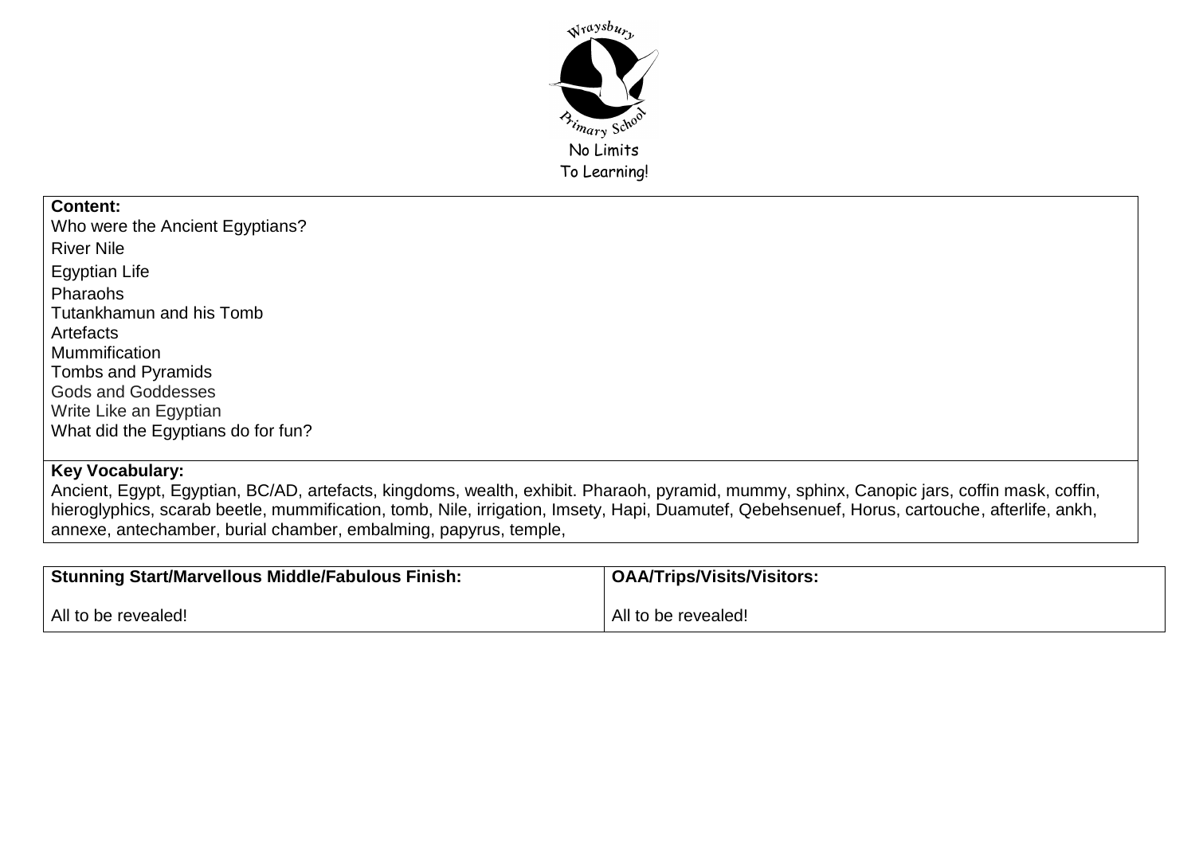Wraysbury Primary School

No Limits
To Learning!

**Content:**

Who were the Ancient Egyptians?

River Nile

Egyptian Life

Pharaohs

Tutankhamun and his Tomb

Artefacts

Mummification

Tombs and Pyramids

Gods and Goddesses

Write Like an Egyptian

What did the Egyptians do for fun?

**Key Vocabulary:**

Ancient, Egypt, Egyptian, BC/AD, artefacts, kingdoms, wealth, exhibit. Pharaoh, pyramid, mummy, sphinx, Canopic jars, coffin mask, coffin, hieroglyphics, scarab beetle, mummification, tomb, Nile, irrigation, Imsety, Hapi, Duamutef, Qebehsenuef, Horus, cartouche, afterlife, ankh, annexe, antechamber, burial chamber, embalming, papyrus, temple,

| **Stunning Start/Marvellous Middle/Fabulous Finish:** | **OAA/Trips/Visits/Visitors:** |
| --- | --- |
| All to be revealed! | All to be revealed! |